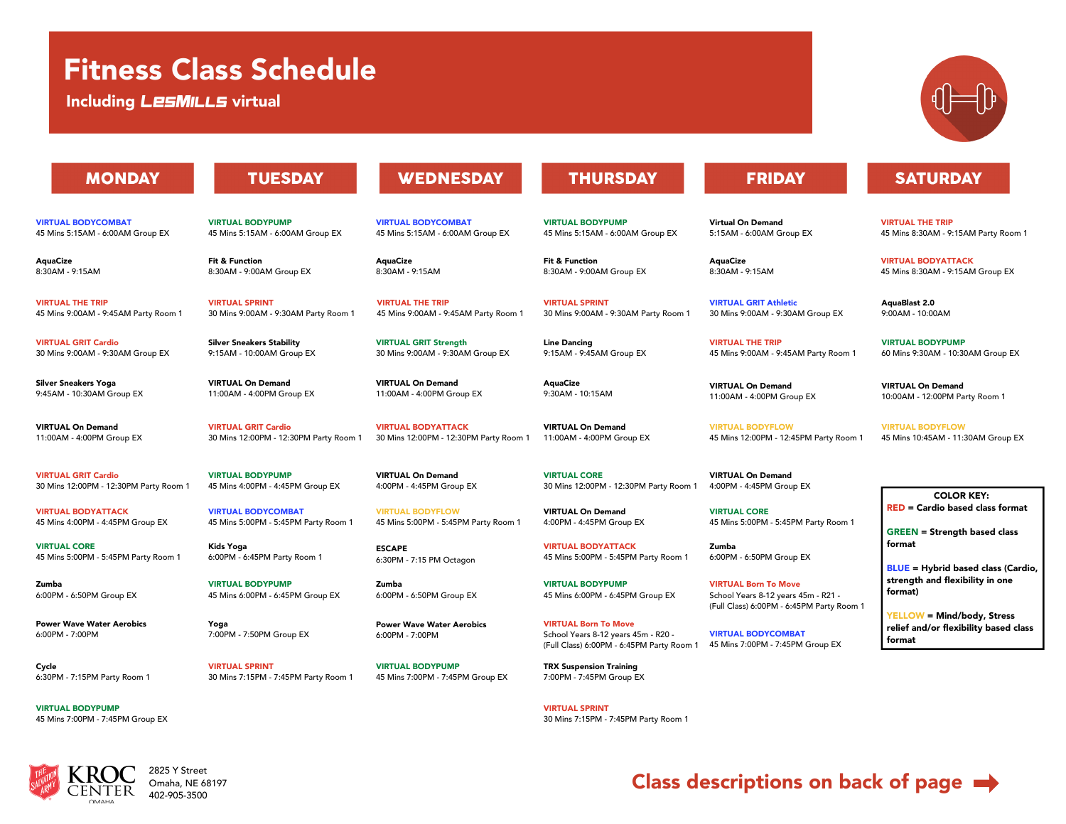# Fitness Class Schedule

**Including LESMILLS virtual**

## MONDAY

**VIRTUAL BODYCOMBAT**
45 Mins 5:15AM - 6:00AM Group EX

**AquaCize**
8:30AM - 9:15AM

**VIRTUAL THE TRIP**
45 Mins 9:00AM - 9:45AM Party Room 1

**VIRTUAL GRIT Cardio**
30 Mins 9:00AM - 9:30AM Group EX

**Silver Sneakers Yoga**
9:45AM - 10:30AM Group EX

**VIRTUAL On Demand**
11:00AM - 4:00PM Group EX

**VIRTUAL GRIT Cardio**
30 Mins 12:00PM - 12:30PM Party Room 1

**VIRTUAL BODYATTACK**
45 Mins 4:00PM - 4:45PM Group EX

**VIRTUAL CORE**
45 Mins 5:00PM - 5:45PM Party Room 1

**Zumba**
6:00PM - 6:50PM Group EX

**Power Wave Water Aerobics**
6:00PM - 7:00PM

**Cycle**
6:30PM - 7:15PM Party Room 1

**VIRTUAL BODYPUMP**
45 Mins 7:00PM - 7:45PM Group EX

## TUESDAY

**VIRTUAL BODYPUMP**
45 Mins 5:15AM - 6:00AM Group EX

**Fit & Function**
8:30AM - 9:00AM Group EX

**VIRTUAL SPRINT**
30 Mins 9:00AM - 9:30AM Party Room 1

**Silver Sneakers Stability**
9:15AM - 10:00AM Group EX

**VIRTUAL On Demand**
11:00AM - 4:00PM Group EX

**VIRTUAL GRIT Cardio**
30 Mins 12:00PM - 12:30PM Party Room 1

**VIRTUAL BODYPUMP**
45 Mins 4:00PM - 4:45PM Group EX

**VIRTUAL BODYCOMBAT**
45 Mins 5:00PM - 5:45PM Party Room 1

**Kids Yoga**
6:00PM - 6:45PM Party Room 1

**VIRTUAL BODYPUMP**
45 Mins 6:00PM - 6:45PM Group EX

**Yoga**
7:00PM - 7:50PM Group EX

**VIRTUAL SPRINT**
30 Mins 7:15PM - 7:45PM Party Room 1

## WEDNESDAY

**VIRTUAL BODYCOMBAT**
45 Mins 5:15AM - 6:00AM Group EX

**AquaCize**
8:30AM - 9:15AM

**VIRTUAL THE TRIP**
45 Mins 9:00AM - 9:45AM Party Room 1

**VIRTUAL GRIT Strength**
30 Mins 9:00AM - 9:30AM Group EX

**VIRTUAL On Demand**
11:00AM - 4:00PM Group EX

**VIRTUAL BODYATTACK**
30 Mins 12:00PM - 12:30PM Party Room 1

**VIRTUAL On Demand**
4:00PM - 4:45PM Group EX

**VIRTUAL BODYFLOW**
45 Mins 5:00PM - 5:45PM Party Room 1

**ESCAPE**
6:30PM - 7:15 PM Octagon

**Zumba**
6:00PM - 6:50PM Group EX

**Power Wave Water Aerobics**
6:00PM - 7:00PM

**VIRTUAL BODYPUMP**
45 Mins 7:00PM - 7:45PM Group EX

## THURSDAY

**VIRTUAL BODYPUMP**
45 Mins 5:15AM - 6:00AM Group EX

**Fit & Function**
8:30AM - 9:00AM Group EX

**VIRTUAL SPRINT**
30 Mins 9:00AM - 9:30AM Party Room 1

**Line Dancing**
9:15AM - 9:45AM Group EX

**AquaCize**
9:30AM - 10:15AM

**VIRTUAL On Demand**
11:00AM - 4:00PM Group EX

**VIRTUAL CORE**
30 Mins 12:00PM - 12:30PM Party Room 1

**VIRTUAL On Demand**
4:00PM - 4:45PM Group EX

**VIRTUAL BODYATTACK**
45 Mins 5:00PM - 5:45PM Party Room 1

**VIRTUAL BODYPUMP**
45 Mins 6:00PM - 6:45PM Group EX

**VIRTUAL Born To Move**
School Years 8-12 years 45m - R20 - (Full Class) 6:00PM - 6:45PM Party Room 1

**TRX Suspension Training**
7:00PM - 7:45PM Group EX

**VIRTUAL SPRINT**
30 Mins 7:15PM - 7:45PM Party Room 1

## FRIDAY

**Virtual On Demand**
5:15AM - 6:00AM Group EX

**AquaCize**
8:30AM - 9:15AM

**VIRTUAL GRIT Athletic**
30 Mins 9:00AM - 9:30AM Group EX

**VIRTUAL THE TRIP**
45 Mins 9:00AM - 9:45AM Party Room 1

**VIRTUAL On Demand**
11:00AM - 4:00PM Group EX

**VIRTUAL BODYFLOW**
45 Mins 12:00PM - 12:45PM Party Room 1

**VIRTUAL On Demand**
4:00PM - 4:45PM Group EX

**VIRTUAL CORE**
45 Mins 5:00PM - 5:45PM Party Room 1

**Zumba**
6:00PM - 6:50PM Group EX

**VIRTUAL Born To Move**
School Years 8-12 years 45m - R21 - (Full Class) 6:00PM - 6:45PM Party Room 1

**VIRTUAL BODYCOMBAT**
45 Mins 7:00PM - 7:45PM Group EX

## SATURDAY

**VIRTUAL THE TRIP**
45 Mins 8:30AM - 9:15AM Party Room 1

**VIRTUAL BODYATTACK**
45 Mins 8:30AM - 9:15AM Group EX

**AquaBlast 2.0**
9:00AM - 10:00AM

**VIRTUAL BODYPUMP**
60 Mins 9:30AM - 10:30AM Group EX

**VIRTUAL On Demand**
10:00AM - 12:00PM Party Room 1

**VIRTUAL BODYFLOW**
45 Mins 10:45AM - 11:30AM Group EX

**COLOR KEY:**

- **RED = Cardio based class format**
- **GREEN = Strength based class format**
- **BLUE = Hybrid based class (Cardio, strength and flexibility in one format)**
- **YELLOW = Mind/body, Stress relief and/or flexibility based class format**

KROC CENTER OMAHA
2825 Y Street
Omaha, NE 68197
402-905-3500

**Class descriptions on back of page →**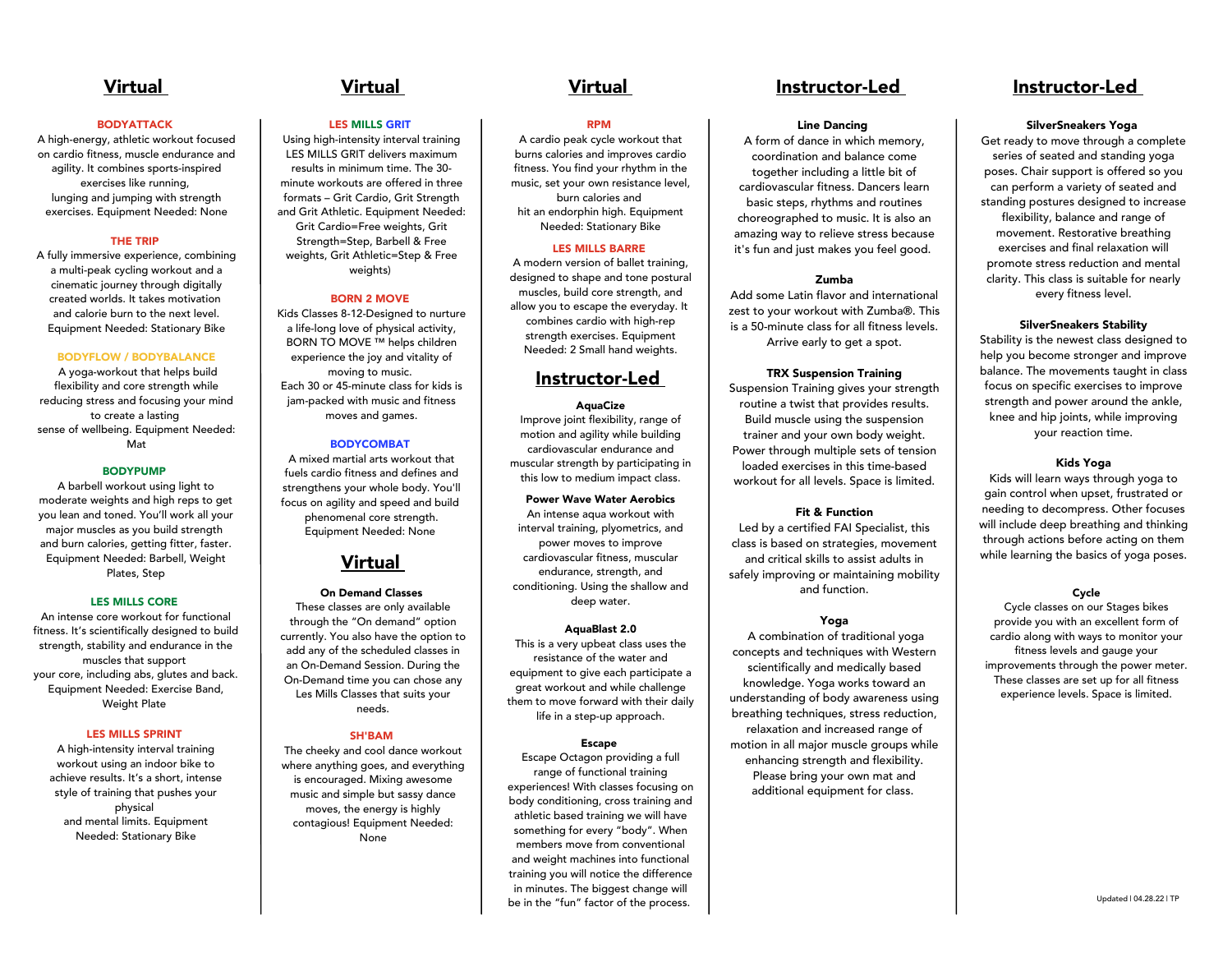## Virtual

### BODYATTACK

A high-energy, athletic workout focused on cardio fitness, muscle endurance and agility. It combines sports-inspired exercises like running, lunging and jumping with strength exercises. Equipment Needed: None

### THE TRIP

A fully immersive experience, combining a multi-peak cycling workout and a cinematic journey through digitally created worlds. It takes motivation and calorie burn to the next level. Equipment Needed: Stationary Bike

### BODYFLOW / BODYBALANCE

A yoga-workout that helps build flexibility and core strength while reducing stress and focusing your mind to create a lasting sense of wellbeing. Equipment Needed: Mat

### BODYPUMP

A barbell workout using light to moderate weights and high reps to get you lean and toned. You'll work all your major muscles as you build strength and burn calories, getting fitter, faster. Equipment Needed: Barbell, Weight Plates, Step

### LES MILLS CORE

An intense core workout for functional fitness. It's scientifically designed to build strength, stability and endurance in the muscles that support your core, including abs, glutes and back. Equipment Needed: Exercise Band, Weight Plate

### LES MILLS SPRINT

A high-intensity interval training workout using an indoor bike to achieve results. It's a short, intense style of training that pushes your physical and mental limits. Equipment Needed: Stationary Bike

## Virtual

### LES MILLS GRIT

Using high-intensity interval training LES MILLS GRIT delivers maximum results in minimum time. The 30-minute workouts are offered in three formats – Grit Cardio, Grit Strength and Grit Athletic. Equipment Needed: Grit Cardio=Free weights, Grit Strength=Step, Barbell & Free weights, Grit Athletic=Step & Free weights)

### BORN 2 MOVE

Kids Classes 8-12-Designed to nurture a life-long love of physical activity, BORN TO MOVE ™ helps children experience the joy and vitality of moving to music. Each 30 or 45-minute class for kids is jam-packed with music and fitness moves and games.

### BODYCOMBAT

A mixed martial arts workout that fuels cardio fitness and defines and strengthens your whole body. You'll focus on agility and speed and build phenomenal core strength. Equipment Needed: None

## Virtual

### On Demand Classes

These classes are only available through the "On demand" option currently. You also have the option to add any of the scheduled classes in an On-Demand Session. During the On-Demand time you can chose any Les Mills Classes that suits your needs.

### SH'BAM

The cheeky and cool dance workout where anything goes, and everything is encouraged. Mixing awesome music and simple but sassy dance moves, the energy is highly contagious! Equipment Needed: None

## Virtual

### RPM

A cardio peak cycle workout that burns calories and improves cardio fitness. You find your rhythm in the music, set your own resistance level, burn calories and hit an endorphin high. Equipment Needed: Stationary Bike

### LES MILLS BARRE

A modern version of ballet training, designed to shape and tone postural muscles, build core strength, and allow you to escape the everyday. It combines cardio with high-rep strength exercises. Equipment Needed: 2 Small hand weights.

## Instructor-Led

### AquaCize

Improve joint flexibility, range of motion and agility while building cardiovascular endurance and muscular strength by participating in this low to medium impact class.

### Power Wave Water Aerobics

An intense aqua workout with interval training, plyometrics, and power moves to improve cardiovascular fitness, muscular endurance, strength, and conditioning. Using the shallow and deep water.

### AquaBlast 2.0

This is a very upbeat class uses the resistance of the water and equipment to give each participate a great workout and while challenge them to move forward with their daily life in a step-up approach.

### Escape

Escape Octagon providing a full range of functional training experiences! With classes focusing on body conditioning, cross training and athletic based training we will have something for every "body". When members move from conventional and weight machines into functional training you will notice the difference in minutes. The biggest change will be in the "fun" factor of the process.

## Instructor-Led

### Line Dancing

A form of dance in which memory, coordination and balance come together including a little bit of cardiovascular fitness. Dancers learn basic steps, rhythms and routines choreographed to music. It is also an amazing way to relieve stress because it's fun and just makes you feel good.

### Zumba

Add some Latin flavor and international zest to your workout with Zumba®. This is a 50-minute class for all fitness levels. Arrive early to get a spot.

### TRX Suspension Training

Suspension Training gives your strength routine a twist that provides results. Build muscle using the suspension trainer and your own body weight. Power through multiple sets of tension loaded exercises in this time-based workout for all levels. Space is limited.

### Fit & Function

Led by a certified FAI Specialist, this class is based on strategies, movement and critical skills to assist adults in safely improving or maintaining mobility and function.

### Yoga

A combination of traditional yoga concepts and techniques with Western scientifically and medically based knowledge. Yoga works toward an understanding of body awareness using breathing techniques, stress reduction, relaxation and increased range of motion in all major muscle groups while enhancing strength and flexibility. Please bring your own mat and additional equipment for class.

## Instructor-Led

### SilverSneakers Yoga

Get ready to move through a complete series of seated and standing yoga poses. Chair support is offered so you can perform a variety of seated and standing postures designed to increase flexibility, balance and range of movement. Restorative breathing exercises and final relaxation will promote stress reduction and mental clarity. This class is suitable for nearly every fitness level.

### SilverSneakers Stability

Stability is the newest class designed to help you become stronger and improve balance. The movements taught in class focus on specific exercises to improve strength and power around the ankle, knee and hip joints, while improving your reaction time.

### Kids Yoga

Kids will learn ways through yoga to gain control when upset, frustrated or needing to decompress. Other focuses will include deep breathing and thinking through actions before acting on them while learning the basics of yoga poses.

### Cycle

Cycle classes on our Stages bikes provide you with an excellent form of cardio along with ways to monitor your fitness levels and gauge your improvements through the power meter. These classes are set up for all fitness experience levels. Space is limited.

Updated | 04.28.22 | TP